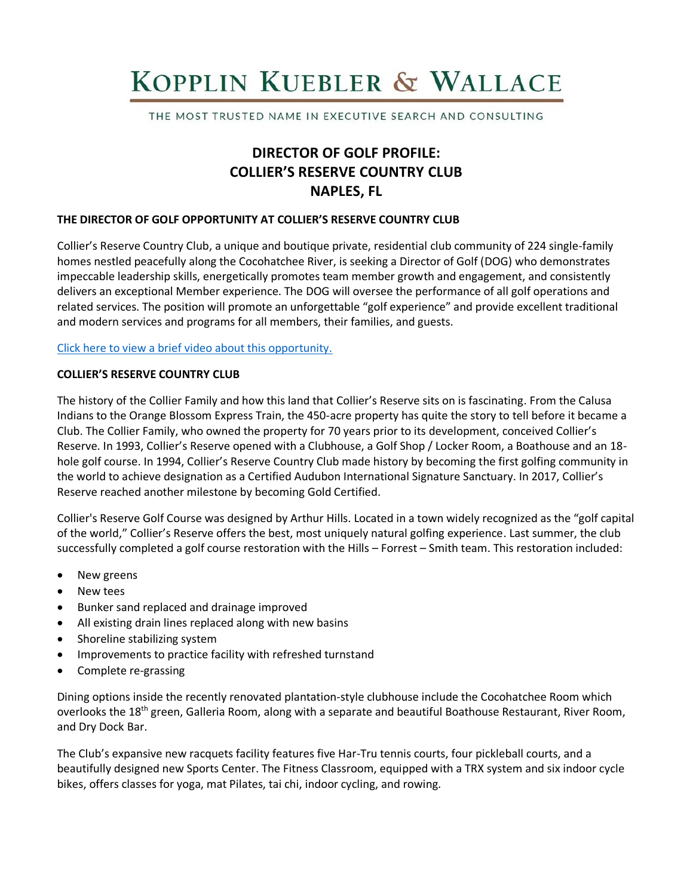# KOPPLIN KUEBLER & WALLACE

THE MOST TRUSTED NAME IN EXECUTIVE SEARCH AND CONSULTING

## DIRECTOR OF GOLF PROFILE:
## COLLIER'S RESERVE COUNTRY CLUB
## NAPLES, FL

### THE DIRECTOR OF GOLF OPPORTUNITY AT COLLIER'S RESERVE COUNTRY CLUB

Collier's Reserve Country Club, a unique and boutique private, residential club community of 224 single-family homes nestled peacefully along the Cocohatchee River, is seeking a Director of Golf (DOG) who demonstrates impeccable leadership skills, energetically promotes team member growth and engagement, and consistently delivers an exceptional Member experience. The DOG will oversee the performance of all golf operations and related services. The position will promote an unforgettable "golf experience" and provide excellent traditional and modern services and programs for all members, their families, and guests.

Click here to view a brief video about this opportunity.

### COLLIER'S RESERVE COUNTRY CLUB

The history of the Collier Family and how this land that Collier's Reserve sits on is fascinating. From the Calusa Indians to the Orange Blossom Express Train, the 450-acre property has quite the story to tell before it became a Club. The Collier Family, who owned the property for 70 years prior to its development, conceived Collier's Reserve. In 1993, Collier's Reserve opened with a Clubhouse, a Golf Shop / Locker Room, a Boathouse and an 18-hole golf course. In 1994, Collier's Reserve Country Club made history by becoming the first golfing community in the world to achieve designation as a Certified Audubon International Signature Sanctuary. In 2017, Collier's Reserve reached another milestone by becoming Gold Certified.

Collier's Reserve Golf Course was designed by Arthur Hills. Located in a town widely recognized as the "golf capital of the world," Collier's Reserve offers the best, most uniquely natural golfing experience. Last summer, the club successfully completed a golf course restoration with the Hills – Forrest – Smith team. This restoration included:

- New greens
- New tees
- Bunker sand replaced and drainage improved
- All existing drain lines replaced along with new basins
- Shoreline stabilizing system
- Improvements to practice facility with refreshed turnstand
- Complete re-grassing

Dining options inside the recently renovated plantation-style clubhouse include the Cocohatchee Room which overlooks the 18th green, Galleria Room, along with a separate and beautiful Boathouse Restaurant, River Room, and Dry Dock Bar.

The Club's expansive new racquets facility features five Har-Tru tennis courts, four pickleball courts, and a beautifully designed new Sports Center. The Fitness Classroom, equipped with a TRX system and six indoor cycle bikes, offers classes for yoga, mat Pilates, tai chi, indoor cycling, and rowing.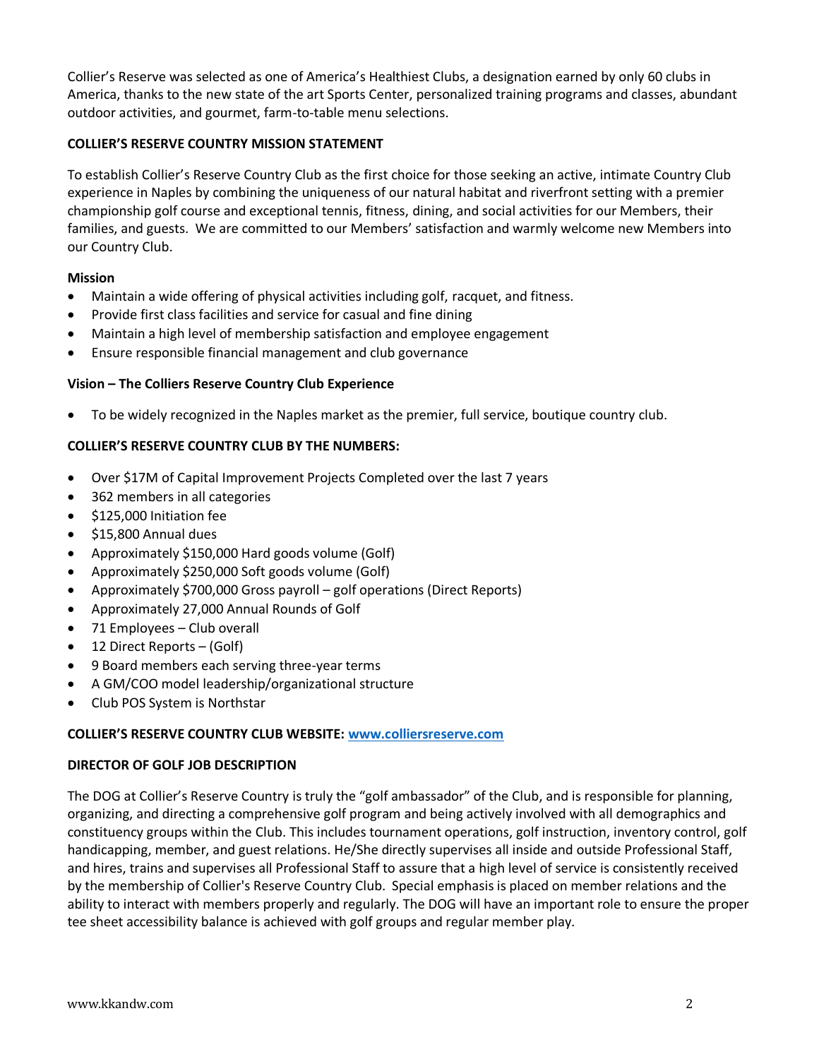Collier's Reserve was selected as one of America's Healthiest Clubs, a designation earned by only 60 clubs in America, thanks to the new state of the art Sports Center, personalized training programs and classes, abundant outdoor activities, and gourmet, farm-to-table menu selections.

**COLLIER'S RESERVE COUNTRY MISSION STATEMENT**

To establish Collier's Reserve Country Club as the first choice for those seeking an active, intimate Country Club experience in Naples by combining the uniqueness of our natural habitat and riverfront setting with a premier championship golf course and exceptional tennis, fitness, dining, and social activities for our Members, their families, and guests. We are committed to our Members' satisfaction and warmly welcome new Members into our Country Club.

**Mission**

- Maintain a wide offering of physical activities including golf, racquet, and fitness.
- Provide first class facilities and service for casual and fine dining
- Maintain a high level of membership satisfaction and employee engagement
- Ensure responsible financial management and club governance

**Vision – The Colliers Reserve Country Club Experience**

- To be widely recognized in the Naples market as the premier, full service, boutique country club.

**COLLIER'S RESERVE COUNTRY CLUB BY THE NUMBERS:**

- Over $17M of Capital Improvement Projects Completed over the last 7 years
- 362 members in all categories
- $125,000 Initiation fee
- $15,800 Annual dues
- Approximately $150,000 Hard goods volume (Golf)
- Approximately $250,000 Soft goods volume (Golf)
- Approximately $700,000 Gross payroll – golf operations (Direct Reports)
- Approximately 27,000 Annual Rounds of Golf
- 71 Employees – Club overall
- 12 Direct Reports – (Golf)
- 9 Board members each serving three-year terms
- A GM/COO model leadership/organizational structure
- Club POS System is Northstar

**COLLIER'S RESERVE COUNTRY CLUB WEBSITE: [www.colliersreserve.com](http://www.colliersreserve.com)**

**DIRECTOR OF GOLF JOB DESCRIPTION**

The DOG at Collier's Reserve Country is truly the "golf ambassador" of the Club, and is responsible for planning, organizing, and directing a comprehensive golf program and being actively involved with all demographics and constituency groups within the Club. This includes tournament operations, golf instruction, inventory control, golf handicapping, member, and guest relations. He/She directly supervises all inside and outside Professional Staff, and hires, trains and supervises all Professional Staff to assure that a high level of service is consistently received by the membership of Collier's Reserve Country Club. Special emphasis is placed on member relations and the ability to interact with members properly and regularly. The DOG will have an important role to ensure the proper tee sheet accessibility balance is achieved with golf groups and regular member play.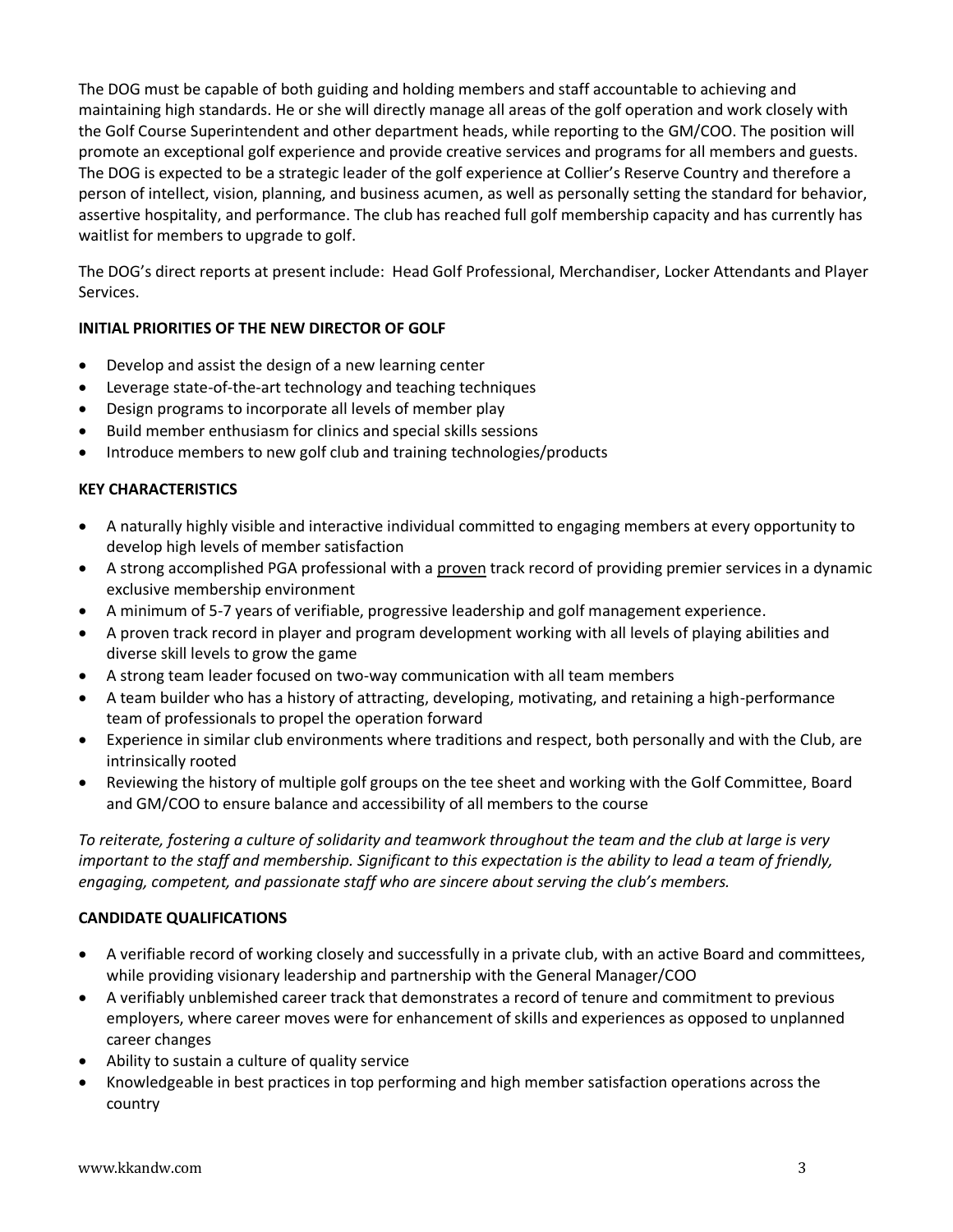The DOG must be capable of both guiding and holding members and staff accountable to achieving and maintaining high standards. He or she will directly manage all areas of the golf operation and work closely with the Golf Course Superintendent and other department heads, while reporting to the GM/COO. The position will promote an exceptional golf experience and provide creative services and programs for all members and guests. The DOG is expected to be a strategic leader of the golf experience at Collier's Reserve Country and therefore a person of intellect, vision, planning, and business acumen, as well as personally setting the standard for behavior, assertive hospitality, and performance. The club has reached full golf membership capacity and has currently has waitlist for members to upgrade to golf.

The DOG's direct reports at present include: Head Golf Professional, Merchandiser, Locker Attendants and Player Services.

**INITIAL PRIORITIES OF THE NEW DIRECTOR OF GOLF**

- Develop and assist the design of a new learning center
- Leverage state-of-the-art technology and teaching techniques
- Design programs to incorporate all levels of member play
- Build member enthusiasm for clinics and special skills sessions
- Introduce members to new golf club and training technologies/products

**KEY CHARACTERISTICS**

- A naturally highly visible and interactive individual committed to engaging members at every opportunity to develop high levels of member satisfaction
- A strong accomplished PGA professional with a <u>proven</u> track record of providing premier services in a dynamic exclusive membership environment
- A minimum of 5-7 years of verifiable, progressive leadership and golf management experience.
- A proven track record in player and program development working with all levels of playing abilities and diverse skill levels to grow the game
- A strong team leader focused on two-way communication with all team members
- A team builder who has a history of attracting, developing, motivating, and retaining a high-performance team of professionals to propel the operation forward
- Experience in similar club environments where traditions and respect, both personally and with the Club, are intrinsically rooted
- Reviewing the history of multiple golf groups on the tee sheet and working with the Golf Committee, Board and GM/COO to ensure balance and accessibility of all members to the course

*To reiterate, fostering a culture of solidarity and teamwork throughout the team and the club at large is very important to the staff and membership. Significant to this expectation is the ability to lead a team of friendly, engaging, competent, and passionate staff who are sincere about serving the club's members.*

**CANDIDATE QUALIFICATIONS**

- A verifiable record of working closely and successfully in a private club, with an active Board and committees, while providing visionary leadership and partnership with the General Manager/COO
- A verifiably unblemished career track that demonstrates a record of tenure and commitment to previous employers, where career moves were for enhancement of skills and experiences as opposed to unplanned career changes
- Ability to sustain a culture of quality service
- Knowledgeable in best practices in top performing and high member satisfaction operations across the country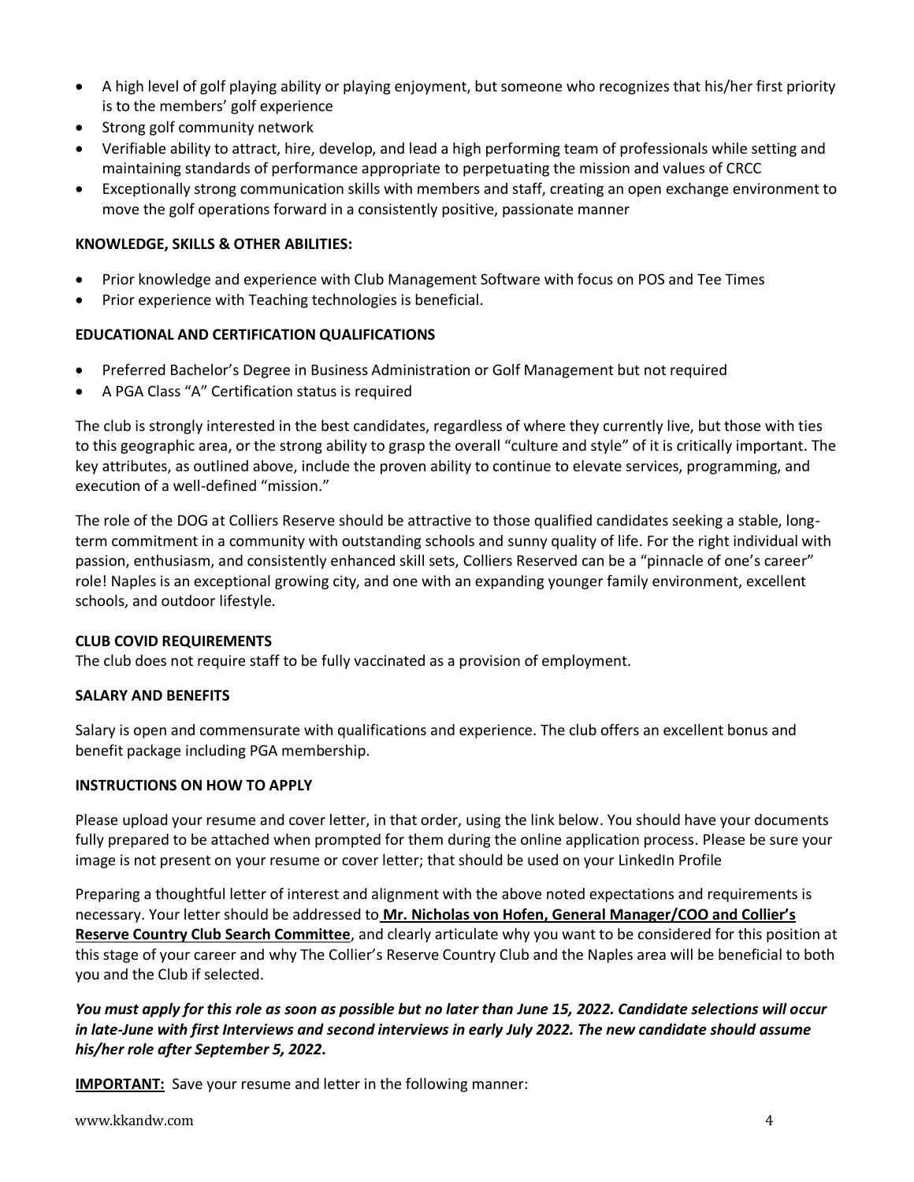- A high level of golf playing ability or playing enjoyment, but someone who recognizes that his/her first priority is to the members' golf experience
- Strong golf community network
- Verifiable ability to attract, hire, develop, and lead a high performing team of professionals while setting and maintaining standards of performance appropriate to perpetuating the mission and values of CRCC
- Exceptionally strong communication skills with members and staff, creating an open exchange environment to move the golf operations forward in a consistently positive, passionate manner

**KNOWLEDGE, SKILLS & OTHER ABILITIES:**

- Prior knowledge and experience with Club Management Software with focus on POS and Tee Times
- Prior experience with Teaching technologies is beneficial.

**EDUCATIONAL AND CERTIFICATION QUALIFICATIONS**

- Preferred Bachelor's Degree in Business Administration or Golf Management but not required
- A PGA Class "A" Certification status is required

The club is strongly interested in the best candidates, regardless of where they currently live, but those with ties to this geographic area, or the strong ability to grasp the overall "culture and style" of it is critically important. The key attributes, as outlined above, include the proven ability to continue to elevate services, programming, and execution of a well-defined "mission."

The role of the DOG at Colliers Reserve should be attractive to those qualified candidates seeking a stable, long-term commitment in a community with outstanding schools and sunny quality of life. For the right individual with passion, enthusiasm, and consistently enhanced skill sets, Colliers Reserved can be a "pinnacle of one's career" role! Naples is an exceptional growing city, and one with an expanding younger family environment, excellent schools, and outdoor lifestyle.

**CLUB COVID REQUIREMENTS**

The club does not require staff to be fully vaccinated as a provision of employment.

**SALARY AND BENEFITS**

Salary is open and commensurate with qualifications and experience. The club offers an excellent bonus and benefit package including PGA membership.

**INSTRUCTIONS ON HOW TO APPLY**

Please upload your resume and cover letter, in that order, using the link below. You should have your documents fully prepared to be attached when prompted for them during the online application process. Please be sure your image is not present on your resume or cover letter; that should be used on your LinkedIn Profile

Preparing a thoughtful letter of interest and alignment with the above noted expectations and requirements is necessary. Your letter should be addressed to **Mr. Nicholas von Hofen, General Manager/COO and Collier's Reserve Country Club Search Committee**, and clearly articulate why you want to be considered for this position at this stage of your career and why The Collier's Reserve Country Club and the Naples area will be beneficial to both you and the Club if selected.

***You must apply for this role as soon as possible but no later than June 15, 2022. Candidate selections will occur in late-June with first Interviews and second interviews in early July 2022. The new candidate should assume his/her role after September 5, 2022.***

**IMPORTANT:** Save your resume and letter in the following manner: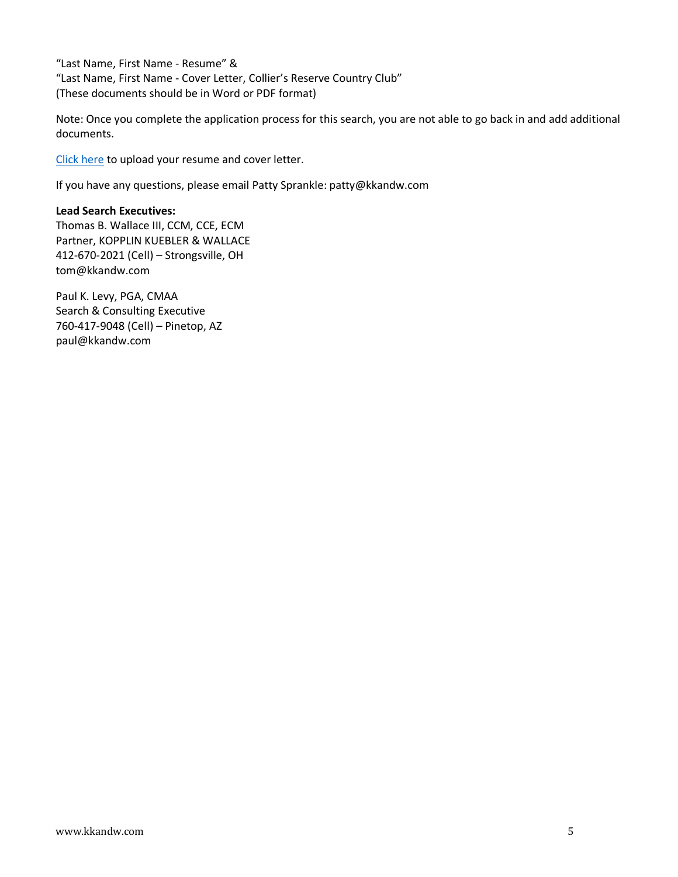"Last Name, First Name - Resume" &
"Last Name, First Name - Cover Letter, Collier's Reserve Country Club"
(These documents should be in Word or PDF format)

Note: Once you complete the application process for this search, you are not able to go back in and add additional documents.

Click here to upload your resume and cover letter.

If you have any questions, please email Patty Sprankle: patty@kkandw.com

**Lead Search Executives:**
Thomas B. Wallace III, CCM, CCE, ECM
Partner, KOPPLIN KUEBLER & WALLACE
412-670-2021 (Cell) – Strongsville, OH
tom@kkandw.com

Paul K. Levy, PGA, CMAA
Search & Consulting Executive
760-417-9048 (Cell) – Pinetop, AZ
paul@kkandw.com